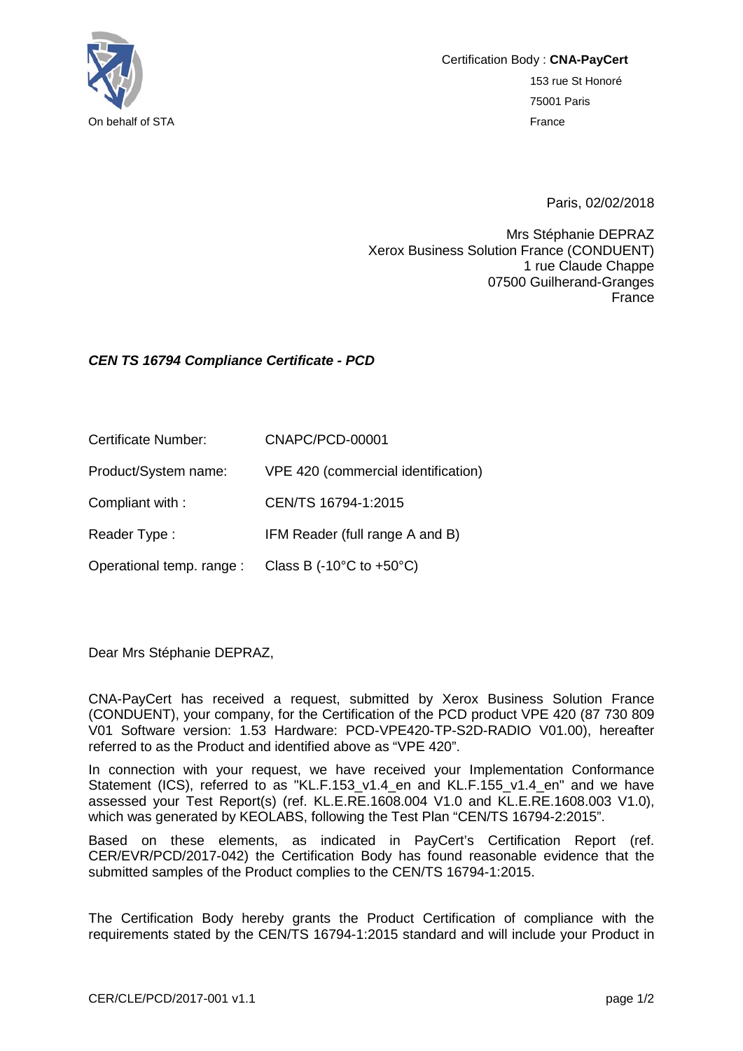On behalf of STA

Certification Body : **CNA-PayCert**
153 rue St Honoré
75001 Paris
France

Paris, 02/02/2018

Mrs Stéphanie DEPRAZ
Xerox Business Solution France (CONDUENT)
1 rue Claude Chappe
07500 Guilherand-Granges
France

***CEN TS 16794 Compliance Certificate - PCD***

| | |
|---|---|
| Certificate Number: | CNAPC/PCD-00001 |
| Product/System name: | VPE 420 (commercial identification) |
| Compliant with : | CEN/TS 16794-1:2015 |
| Reader Type : | IFM Reader (full range A and B) |
| Operational temp. range : | Class B (-10°C to +50°C) |

Dear Mrs Stéphanie DEPRAZ,

CNA-PayCert has received a request, submitted by Xerox Business Solution France (CONDUENT), your company, for the Certification of the PCD product VPE 420 (87 730 809 V01 Software version: 1.53 Hardware: PCD-VPE420-TP-S2D-RADIO V01.00), hereafter referred to as the Product and identified above as "VPE 420".

In connection with your request, we have received your Implementation Conformance Statement (ICS), referred to as "KL.F.153_v1.4_en and KL.F.155_v1.4_en" and we have assessed your Test Report(s) (ref. KL.E.RE.1608.004 V1.0 and KL.E.RE.1608.003 V1.0), which was generated by KEOLABS, following the Test Plan "CEN/TS 16794-2:2015".

Based on these elements, as indicated in PayCert's Certification Report (ref. CER/EVR/PCD/2017-042) the Certification Body has found reasonable evidence that the submitted samples of the Product complies to the CEN/TS 16794-1:2015.

The Certification Body hereby grants the Product Certification of compliance with the requirements stated by the CEN/TS 16794-1:2015 standard and will include your Product in

CER/CLE/PCD/2017-001 v1.1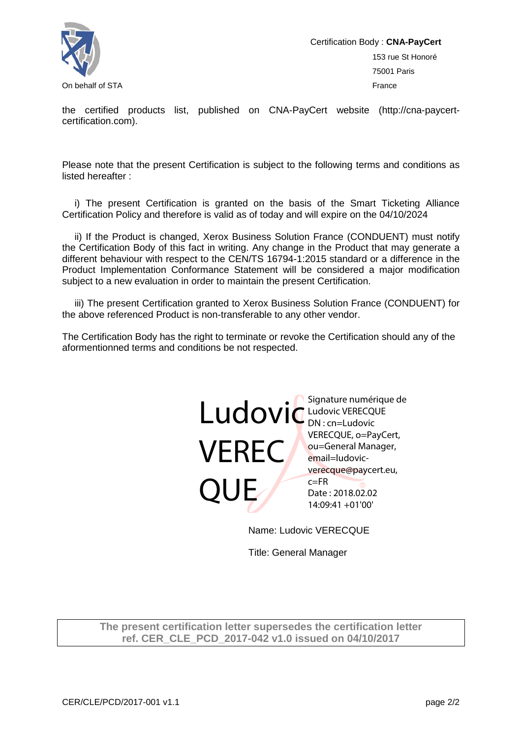On behalf of STA

Certification Body : **CNA-PayCert**
153 rue St Honoré
75001 Paris
France

the certified products list, published on CNA-PayCert website (http://cna-paycert-certification.com).

Please note that the present Certification is subject to the following terms and conditions as listed hereafter :

i) The present Certification is granted on the basis of the Smart Ticketing Alliance Certification Policy and therefore is valid as of today and will expire on the 04/10/2024

ii) If the Product is changed, Xerox Business Solution France (CONDUENT) must notify the Certification Body of this fact in writing. Any change in the Product that may generate a different behaviour with respect to the CEN/TS 16794-1:2015 standard or a difference in the Product Implementation Conformance Statement will be considered a major modification subject to a new evaluation in order to maintain the present Certification.

iii) The present Certification granted to Xerox Business Solution France (CONDUENT) for the above referenced Product is non-transferable to any other vendor.

The Certification Body has the right to terminate or revoke the Certification should any of the aformentionned terms and conditions be not respected.

Ludovic VERECQUE

Signature numérique de Ludovic VERECQUE
DN : cn=Ludovic VERECQUE, o=PayCert, ou=General Manager, email=ludovic-verecque@paycert.eu, c=FR
Date : 2018.02.02 14:09:41 +01'00'

Name: Ludovic VERECQUE

Title: General Manager

**The present certification letter supersedes the certification letter ref. CER_CLE_PCD_2017-042 v1.0 issued on 04/10/2017**

CER/CLE/PCD/2017-001 v1.1